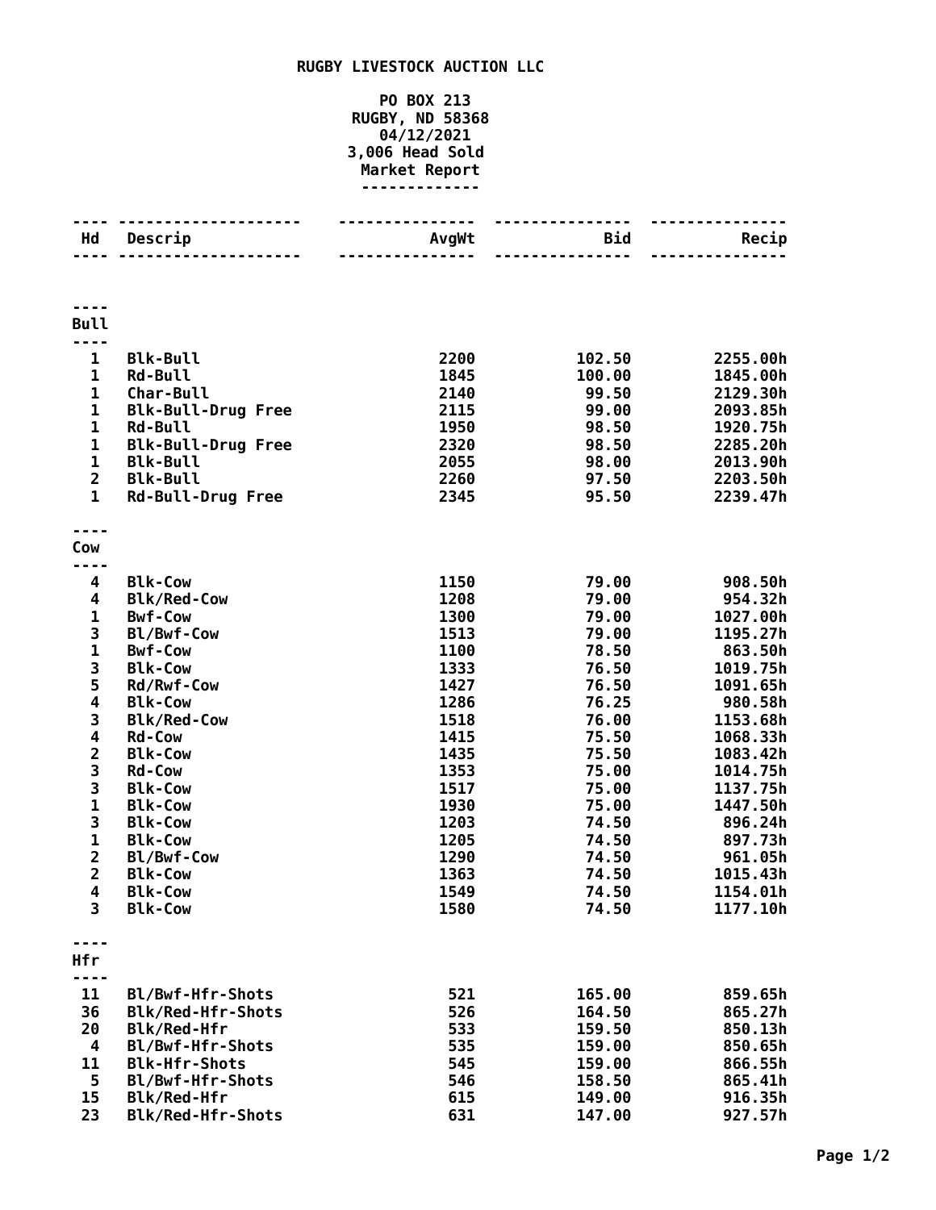# RUGBY LIVESTOCK AUCTION LLC

PO BOX 213
RUGBY, ND 58368
04/12/2021
3,006 Head Sold
Market Report

| Hd | Descrip | AvgWt | Bid | Recip |
|---|---|---|---|---|
| **Bull** | | | | |
| 1 | Blk-Bull | 2200 | 102.50 | 2255.00h |
| 1 | Rd-Bull | 1845 | 100.00 | 1845.00h |
| 1 | Char-Bull | 2140 | 99.50 | 2129.30h |
| 1 | Blk-Bull-Drug Free | 2115 | 99.00 | 2093.85h |
| 1 | Rd-Bull | 1950 | 98.50 | 1920.75h |
| 1 | Blk-Bull-Drug Free | 2320 | 98.50 | 2285.20h |
| 1 | Blk-Bull | 2055 | 98.00 | 2013.90h |
| 2 | Blk-Bull | 2260 | 97.50 | 2203.50h |
| 1 | Rd-Bull-Drug Free | 2345 | 95.50 | 2239.47h |
| **Cow** | | | | |
| 4 | Blk-Cow | 1150 | 79.00 | 908.50h |
| 4 | Blk/Red-Cow | 1208 | 79.00 | 954.32h |
| 1 | Bwf-Cow | 1300 | 79.00 | 1027.00h |
| 3 | Bl/Bwf-Cow | 1513 | 79.00 | 1195.27h |
| 1 | Bwf-Cow | 1100 | 78.50 | 863.50h |
| 3 | Blk-Cow | 1333 | 76.50 | 1019.75h |
| 5 | Rd/Rwf-Cow | 1427 | 76.50 | 1091.65h |
| 4 | Blk-Cow | 1286 | 76.25 | 980.58h |
| 3 | Blk/Red-Cow | 1518 | 76.00 | 1153.68h |
| 4 | Rd-Cow | 1415 | 75.50 | 1068.33h |
| 2 | Blk-Cow | 1435 | 75.50 | 1083.42h |
| 3 | Rd-Cow | 1353 | 75.00 | 1014.75h |
| 3 | Blk-Cow | 1517 | 75.00 | 1137.75h |
| 1 | Blk-Cow | 1930 | 75.00 | 1447.50h |
| 3 | Blk-Cow | 1203 | 74.50 | 896.24h |
| 1 | Blk-Cow | 1205 | 74.50 | 897.73h |
| 2 | Bl/Bwf-Cow | 1290 | 74.50 | 961.05h |
| 2 | Blk-Cow | 1363 | 74.50 | 1015.43h |
| 4 | Blk-Cow | 1549 | 74.50 | 1154.01h |
| 3 | Blk-Cow | 1580 | 74.50 | 1177.10h |
| **Hfr** | | | | |
| 11 | Bl/Bwf-Hfr-Shots | 521 | 165.00 | 859.65h |
| 36 | Blk/Red-Hfr-Shots | 526 | 164.50 | 865.27h |
| 20 | Blk/Red-Hfr | 533 | 159.50 | 850.13h |
| 4 | Bl/Bwf-Hfr-Shots | 535 | 159.00 | 850.65h |
| 11 | Blk-Hfr-Shots | 545 | 159.00 | 866.55h |
| 5 | Bl/Bwf-Hfr-Shots | 546 | 158.50 | 865.41h |
| 15 | Blk/Red-Hfr | 615 | 149.00 | 916.35h |
| 23 | Blk/Red-Hfr-Shots | 631 | 147.00 | 927.57h |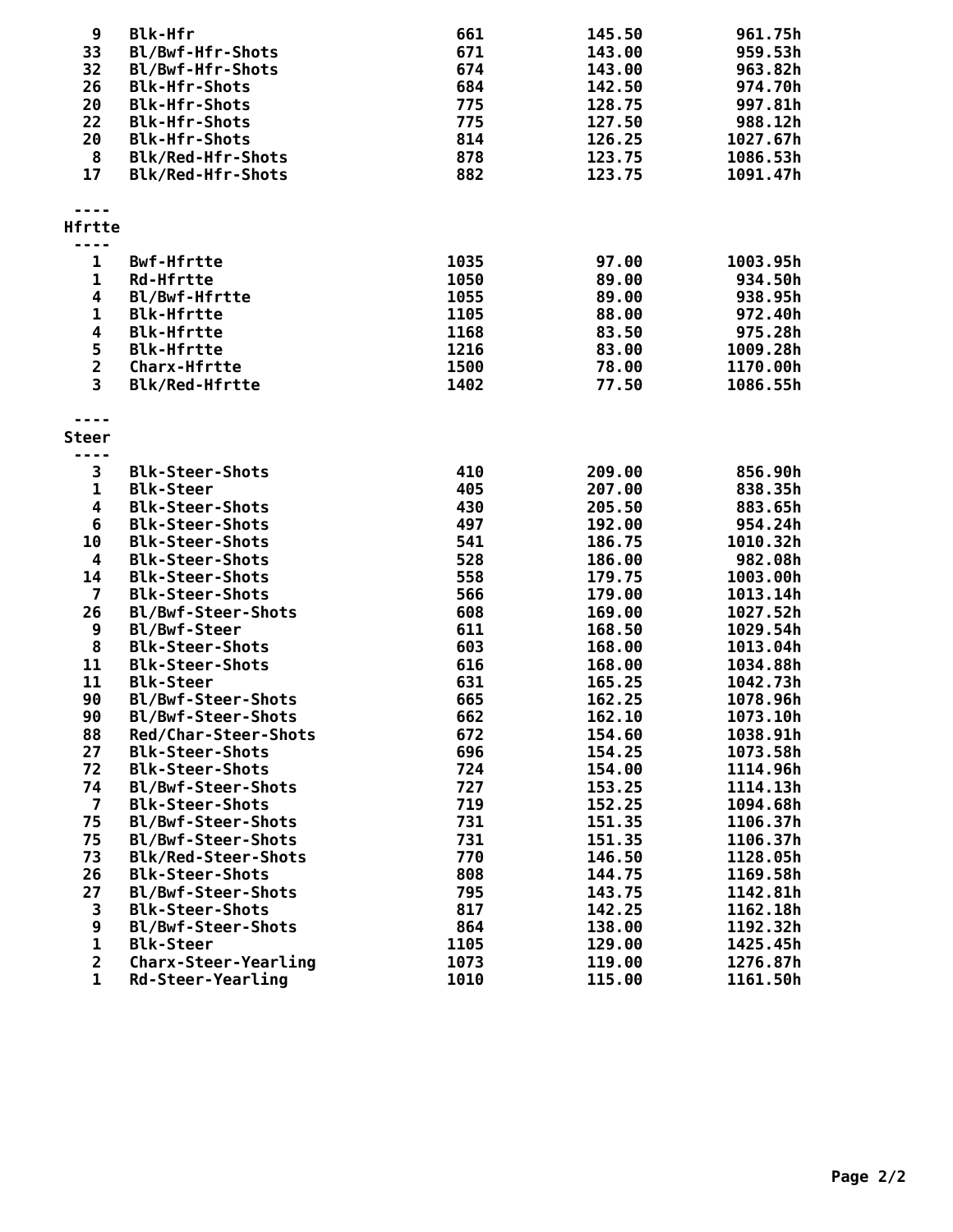| | | | | |
|---|---|---|---|---|
| 9 | Blk-Hfr | 661 | 145.50 | 961.75h |
| 33 | Bl/Bwf-Hfr-Shots | 671 | 143.00 | 959.53h |
| 32 | Bl/Bwf-Hfr-Shots | 674 | 143.00 | 963.82h |
| 26 | Blk-Hfr-Shots | 684 | 142.50 | 974.70h |
| 20 | Blk-Hfr-Shots | 775 | 128.75 | 997.81h |
| 22 | Blk-Hfr-Shots | 775 | 127.50 | 988.12h |
| 20 | Blk-Hfr-Shots | 814 | 126.25 | 1027.67h |
| 8 | Blk/Red-Hfr-Shots | 878 | 123.75 | 1086.53h |
| 17 | Blk/Red-Hfr-Shots | 882 | 123.75 | 1091.47h |

----
Hfrtte
----

| | | | | |
|---|---|---|---|---|
| 1 | Bwf-Hfrtte | 1035 | 97.00 | 1003.95h |
| 1 | Rd-Hfrtte | 1050 | 89.00 | 934.50h |
| 4 | Bl/Bwf-Hfrtte | 1055 | 89.00 | 938.95h |
| 1 | Blk-Hfrtte | 1105 | 88.00 | 972.40h |
| 4 | Blk-Hfrtte | 1168 | 83.50 | 975.28h |
| 5 | Blk-Hfrtte | 1216 | 83.00 | 1009.28h |
| 2 | Charx-Hfrtte | 1500 | 78.00 | 1170.00h |
| 3 | Blk/Red-Hfrtte | 1402 | 77.50 | 1086.55h |

----
Steer
----

| | | | | |
|---|---|---|---|---|
| 3 | Blk-Steer-Shots | 410 | 209.00 | 856.90h |
| 1 | Blk-Steer | 405 | 207.00 | 838.35h |
| 4 | Blk-Steer-Shots | 430 | 205.50 | 883.65h |
| 6 | Blk-Steer-Shots | 497 | 192.00 | 954.24h |
| 10 | Blk-Steer-Shots | 541 | 186.75 | 1010.32h |
| 4 | Blk-Steer-Shots | 528 | 186.00 | 982.08h |
| 14 | Blk-Steer-Shots | 558 | 179.75 | 1003.00h |
| 7 | Blk-Steer-Shots | 566 | 179.00 | 1013.14h |
| 26 | Bl/Bwf-Steer-Shots | 608 | 169.00 | 1027.52h |
| 9 | Bl/Bwf-Steer | 611 | 168.50 | 1029.54h |
| 8 | Blk-Steer-Shots | 603 | 168.00 | 1013.04h |
| 11 | Blk-Steer-Shots | 616 | 168.00 | 1034.88h |
| 11 | Blk-Steer | 631 | 165.25 | 1042.73h |
| 90 | Bl/Bwf-Steer-Shots | 665 | 162.25 | 1078.96h |
| 90 | Bl/Bwf-Steer-Shots | 662 | 162.10 | 1073.10h |
| 88 | Red/Char-Steer-Shots | 672 | 154.60 | 1038.91h |
| 27 | Blk-Steer-Shots | 696 | 154.25 | 1073.58h |
| 72 | Blk-Steer-Shots | 724 | 154.00 | 1114.96h |
| 74 | Bl/Bwf-Steer-Shots | 727 | 153.25 | 1114.13h |
| 7 | Blk-Steer-Shots | 719 | 152.25 | 1094.68h |
| 75 | Bl/Bwf-Steer-Shots | 731 | 151.35 | 1106.37h |
| 75 | Bl/Bwf-Steer-Shots | 731 | 151.35 | 1106.37h |
| 73 | Blk/Red-Steer-Shots | 770 | 146.50 | 1128.05h |
| 26 | Blk-Steer-Shots | 808 | 144.75 | 1169.58h |
| 27 | Bl/Bwf-Steer-Shots | 795 | 143.75 | 1142.81h |
| 3 | Blk-Steer-Shots | 817 | 142.25 | 1162.18h |
| 9 | Bl/Bwf-Steer-Shots | 864 | 138.00 | 1192.32h |
| 1 | Blk-Steer | 1105 | 129.00 | 1425.45h |
| 2 | Charx-Steer-Yearling | 1073 | 119.00 | 1276.87h |
| 1 | Rd-Steer-Yearling | 1010 | 115.00 | 1161.50h |